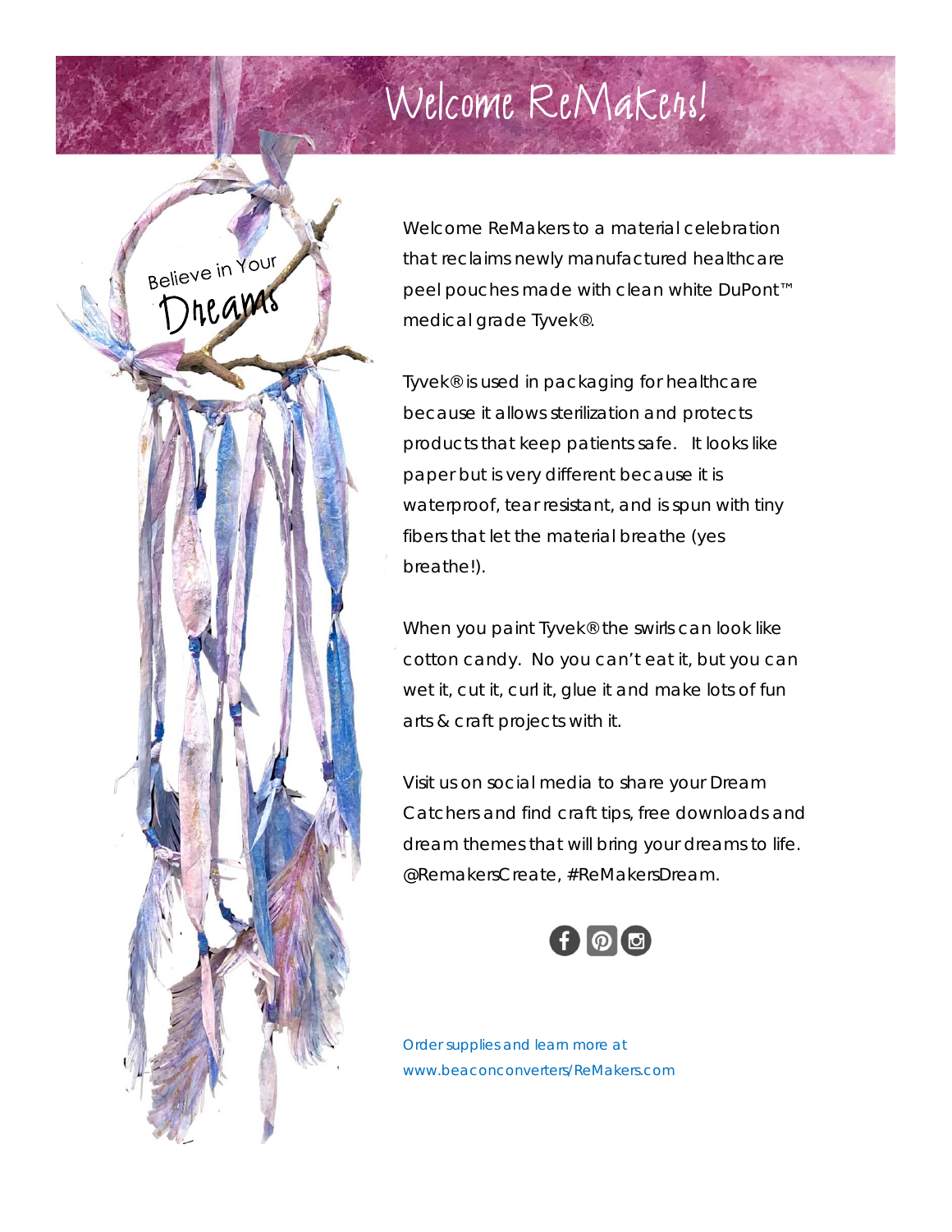# Welcome ReMakers!

Believe in Your Dreams

Welcome ReMakers to a material celebration that reclaims newly manufactured healthcare peel pouches made with clean white DuPont™ medical grade Tyvek®.

Tyvek® is used in packaging for healthcare because it allows sterilization and protects products that keep patients safe. It looks like paper but is very different because it is waterproof, tear resistant, and is spun with tiny fibers that let the material breathe (yes breathe!).

When you paint Tyvek® the swirls can look like cotton candy. No you can't eat it, but you can wet it, cut it, curl it, glue it and make lots of fun arts & craft projects with it.

Visit us on social media to share your Dream Catchers and find craft tips, free downloads and dream themes that will bring your dreams to life. @RemakersCreate, #ReMakersDream.

Order supplies and learn more at www.beaconconverters/ReMakers.com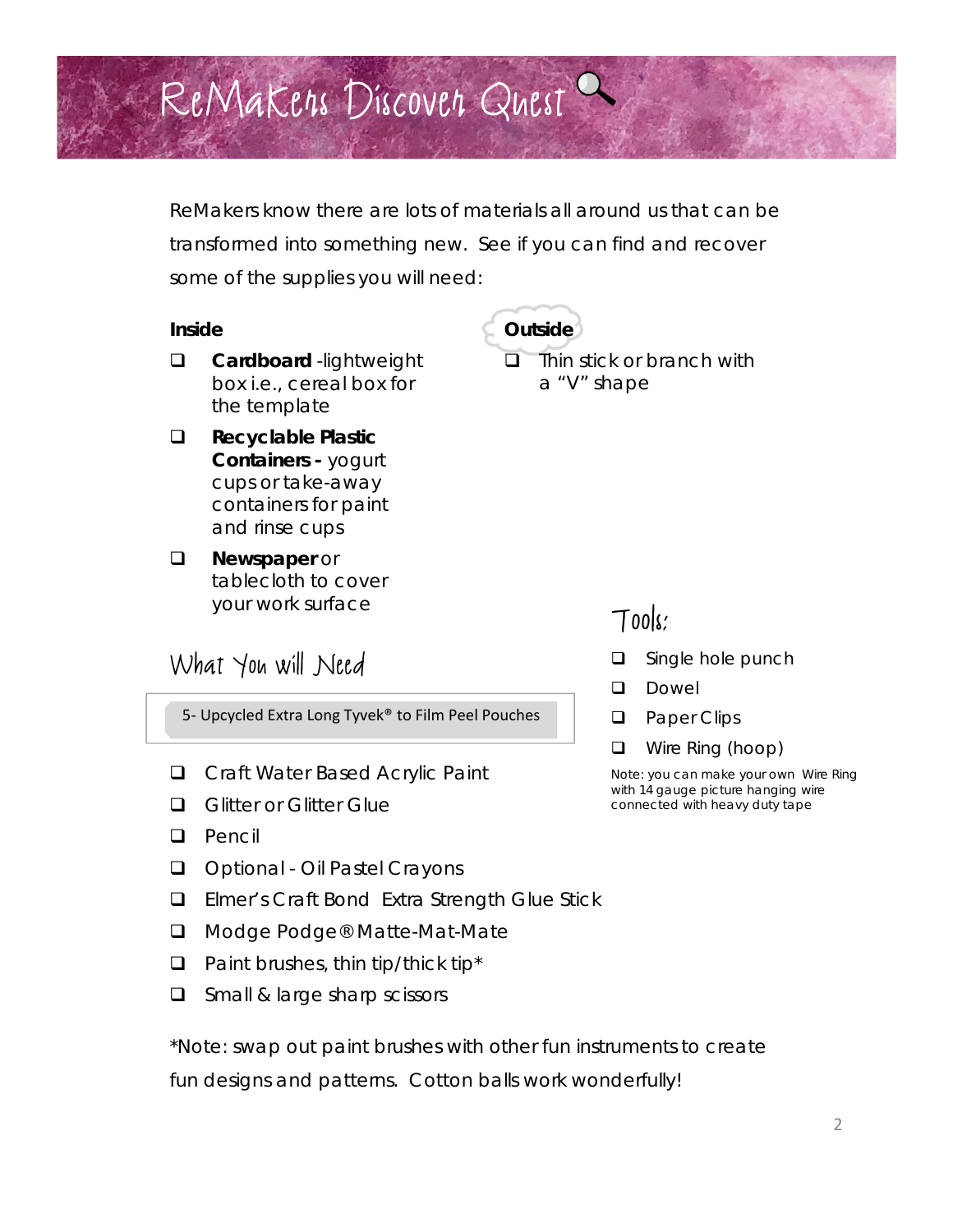# ReMakers Discover Quest

ReMakers know there are lots of materials all around us that can be transformed into something new. See if you can find and recover some of the supplies you will need:

**Inside**

- ❑ **Cardboard** -lightweight box i.e., cereal box for the template
- ❑ **Recyclable Plastic Containers -** yogurt cups or take-away containers for paint and rinse cups
- ❑ **Newspaper** or tablecloth to cover your work surface

**Outside**

- ❑ Thin stick or branch with a "V" shape

## What You will Need

5- Upcycled Extra Long Tyvek® to Film Peel Pouches

- ❑ Craft Water Based Acrylic Paint
- ❑ Glitter or Glitter Glue
- ❑ Pencil
- ❑ Optional - Oil Pastel Crayons
- ❑ Elmer's Craft Bond Extra Strength Glue Stick
- ❑ Modge Podge® Matte-Mat-Mate
- ❑ Paint brushes, thin tip/thick tip*
- ❑ Small & large sharp scissors

## Tools:

- ❑ Single hole punch
- ❑ Dowel
- ❑ Paper Clips
- ❑ Wire Ring (hoop)

Note: you can make your own Wire Ring with 14 gauge picture hanging wire connected with heavy duty tape

*Note: swap out paint brushes with other fun instruments to create fun designs and patterns. Cotton balls work wonderfully!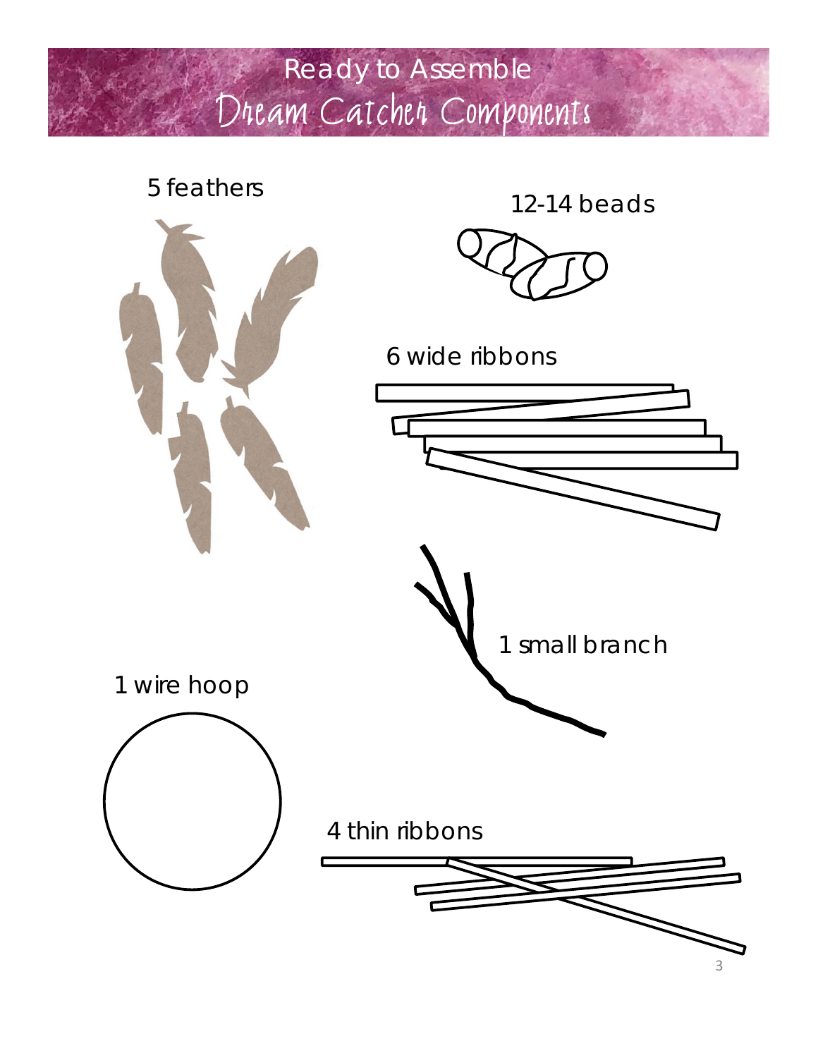# Ready to Assemble
## Dream Catcher Components

5 feathers

12-14 beads

6 wide ribbons

1 small branch

1 wire hoop

4 thin ribbons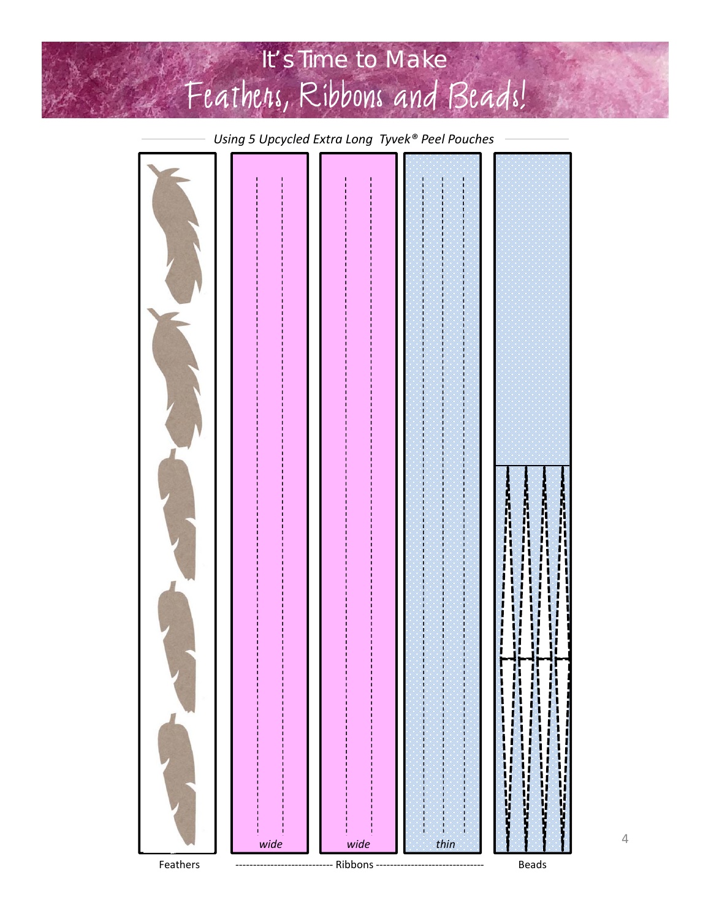# It's Time to Make Feathers, Ribbons and Beads!

*Using 5 Upcycled Extra Long Tyvek® Peel Pouches*

*wide* *wide* *thin*

Feathers ---------------------------- Ribbons ------------------------------ Beads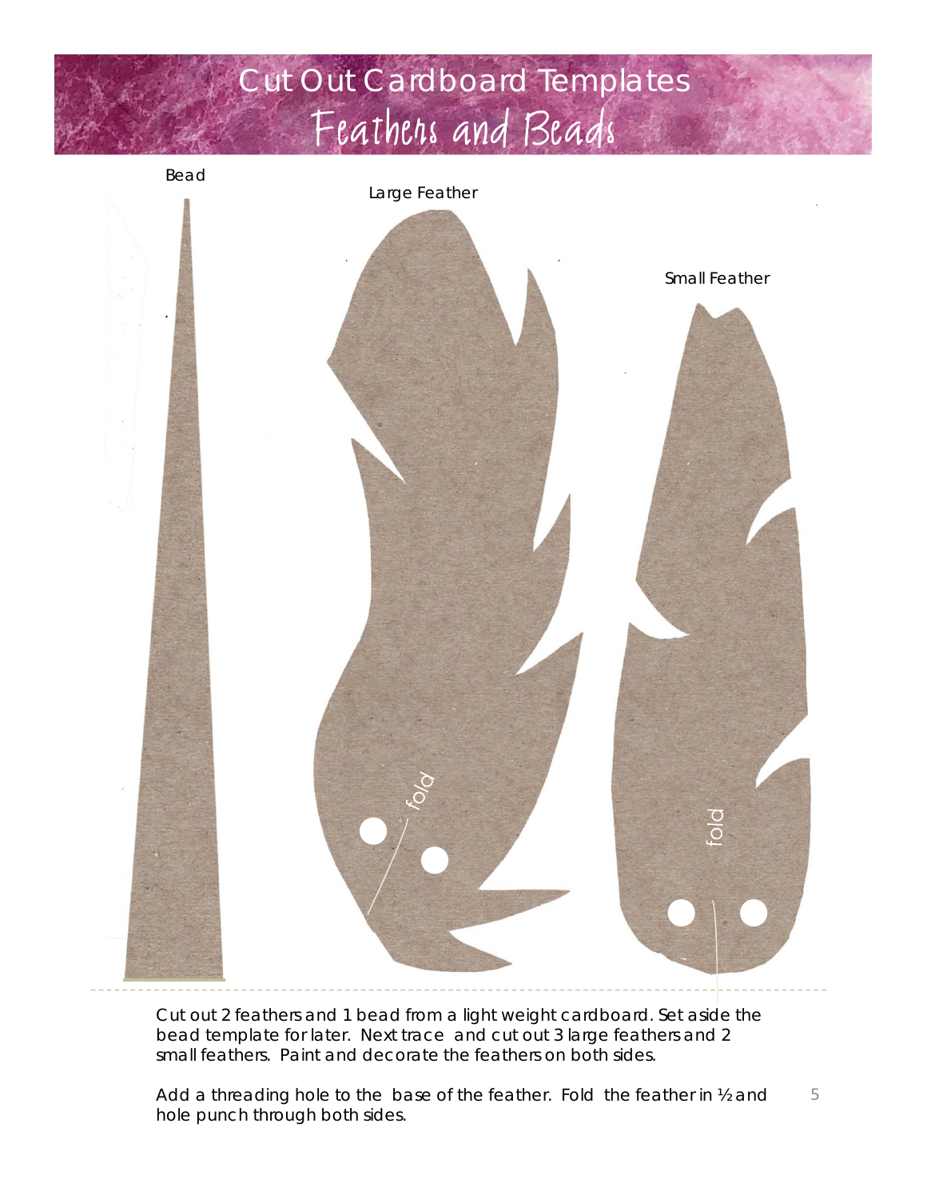# Cut Out Cardboard Templates

## Feathers and Beads

Bead

Large Feather

Small Feather

fold

fold

Cut out 2 feathers and 1 bead from a light weight cardboard. Set aside the bead template for later. Next trace and cut out 3 large feathers and 2 small feathers. Paint and decorate the feathers on both sides.

Add a threading hole to the base of the feather. Fold the feather in ½ and hole punch through both sides.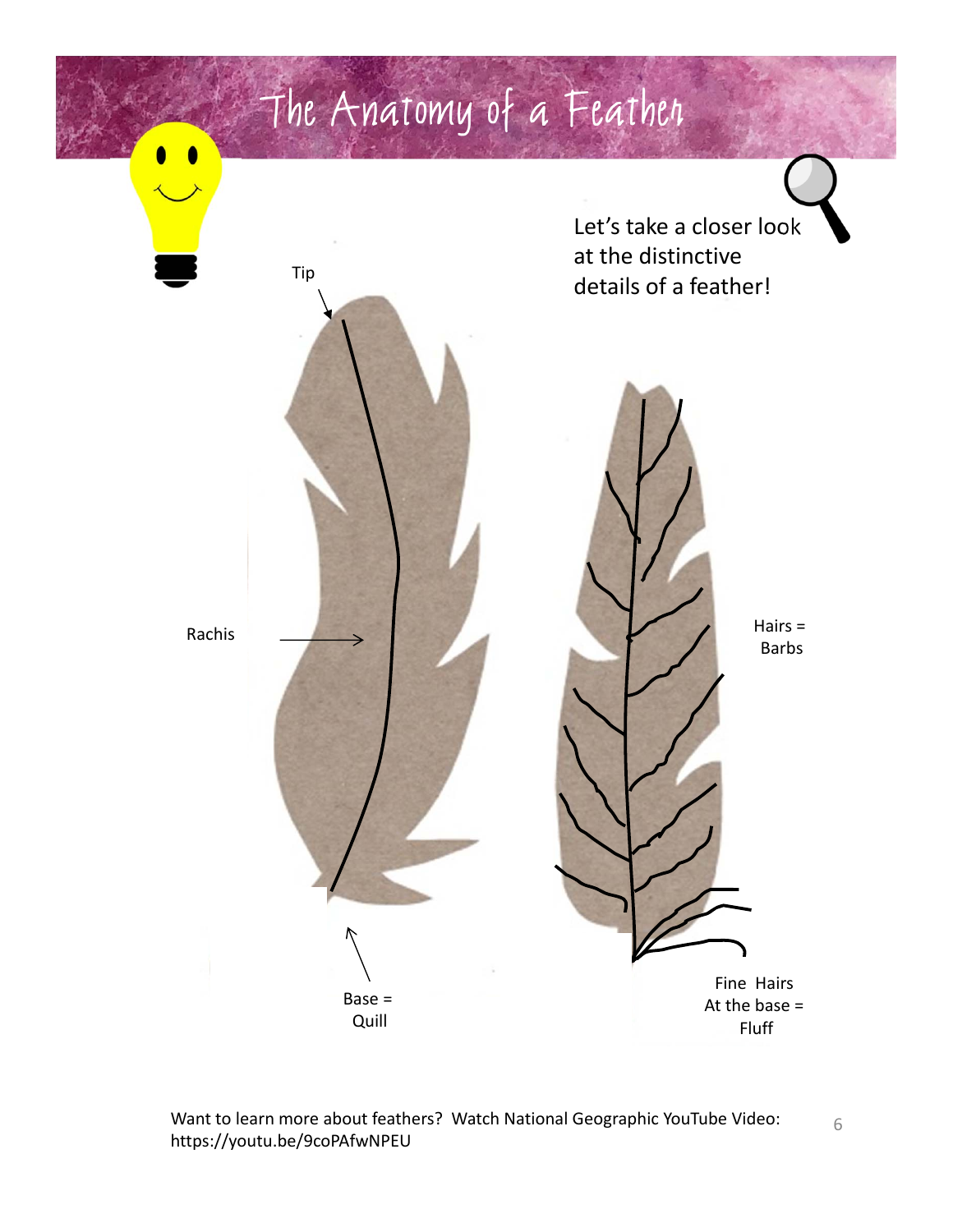# The Anatomy of a Feather

Let's take a closer look at the distinctive details of a feather!

Tip

Rachis

Base = Quill

Hairs = Barbs

Fine Hairs At the base = Fluff

Want to learn more about feathers? Watch National Geographic YouTube Video: https://youtu.be/9coPAfwNPEU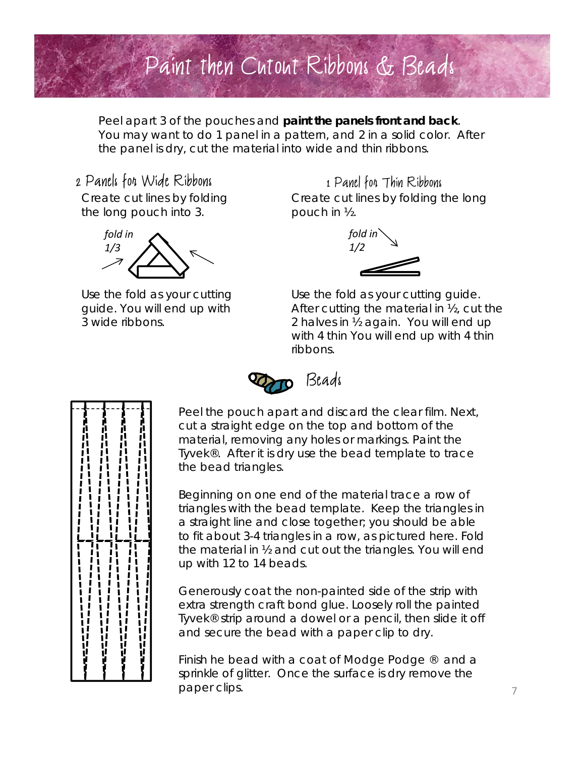# Paint then Cutout Ribbons & Beads

Peel apart 3 of the pouches and **paint the panels front and back**. You may want to do 1 panel in a pattern, and 2 in a solid color. After the panel is dry, cut the material into wide and thin ribbons.

## 2 Panels for Wide Ribbons

Create cut lines by folding the long pouch into 3.

*fold in 1/3*

Use the fold as your cutting guide. You will end up with 3 wide ribbons.

## 1 Panel for Thin Ribbons

Create cut lines by folding the long pouch in ½.

*fold in 1/2*

Use the fold as your cutting guide. After cutting the material in ½, cut the 2 halves in ½ again. You will end up with 4 thin You will end up with 4 thin ribbons.

## Beads

Peel the pouch apart and discard the clear film. Next, cut a straight edge on the top and bottom of the material, removing any holes or markings. Paint the Tyvek®. After it is dry use the bead template to trace the bead triangles.

Beginning on one end of the material trace a row of triangles with the bead template. Keep the triangles in a straight line and close together; you should be able to fit about 3-4 triangles in a row, as pictured here. Fold the material in ½ and cut out the triangles. You will end up with 12 to 14 beads.

Generously coat the non-painted side of the strip with extra strength craft bond glue. Loosely roll the painted Tyvek® strip around a dowel or a pencil, then slide it off and secure the bead with a paper clip to dry.

Finish he bead with a coat of Modge Podge ® and a sprinkle of glitter. Once the surface is dry remove the paper clips.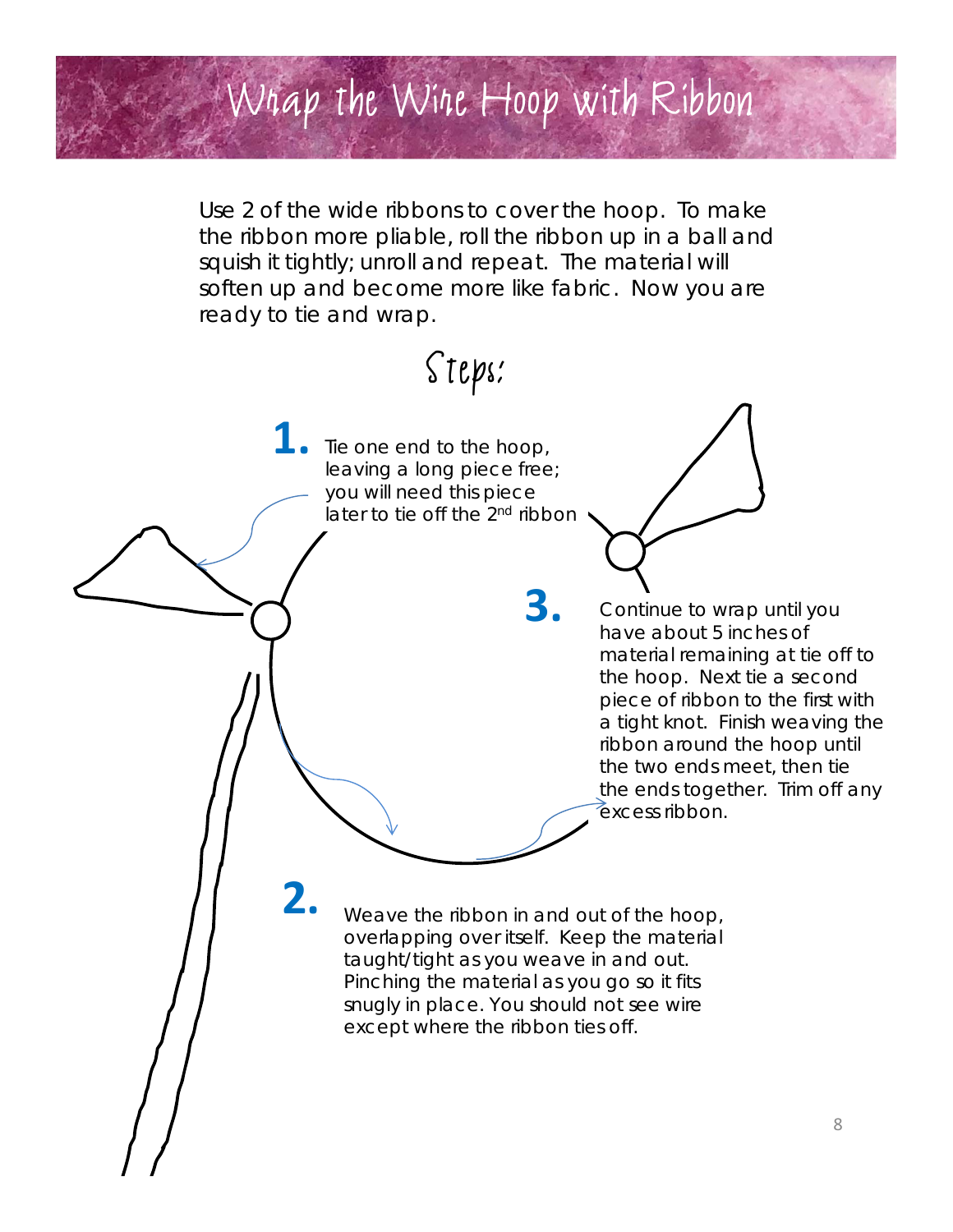# Wrap the Wire Hoop with Ribbon

Use 2 of the wide ribbons to cover the hoop. To make the ribbon more pliable, roll the ribbon up in a ball and squish it tightly; unroll and repeat. The material will soften up and become more like fabric. Now you are ready to tie and wrap.

## Steps:

**1.** Tie one end to the hoop, leaving a long piece free; you will need this piece later to tie off the 2nd ribbon

**2.** Weave the ribbon in and out of the hoop, overlapping over itself. Keep the material taught/tight as you weave in and out. Pinching the material as you go so it fits snugly in place. You should not see wire except where the ribbon ties off.

**3.** Continue to wrap until you have about 5 inches of material remaining at tie off to the hoop. Next tie a second piece of ribbon to the first with a tight knot. Finish weaving the ribbon around the hoop until the two ends meet, then tie the ends together. Trim off any excess ribbon.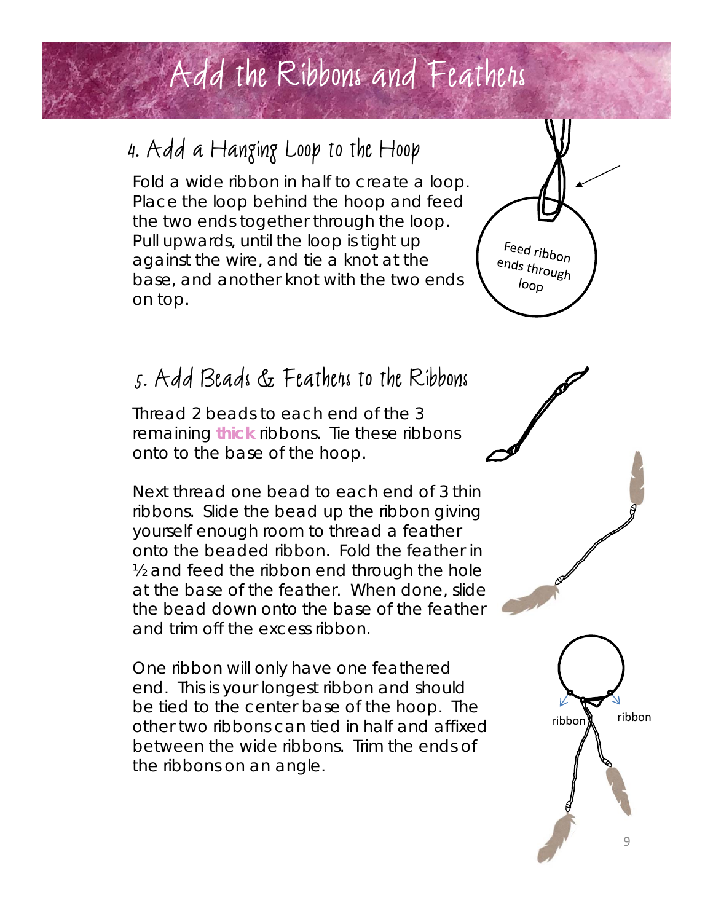# Add the Ribbons and Feathers

## 4. Add a Hanging Loop to the Hoop

Fold a wide ribbon in half to create a loop. Place the loop behind the hoop and feed the two ends together through the loop. Pull upwards, until the loop is tight up against the wire, and tie a knot at the base, and another knot with the two ends on top.

Feed ribbon ends through loop

## 5. Add Beads & Feathers to the Ribbons

Thread 2 beads to each end of the 3 remaining **thick** ribbons. Tie these ribbons onto to the base of the hoop.

Next thread one bead to each end of 3 thin ribbons. Slide the bead up the ribbon giving yourself enough room to thread a feather onto the beaded ribbon. Fold the feather in ½ and feed the ribbon end through the hole at the base of the feather. When done, slide the bead down onto the base of the feather and trim off the excess ribbon.

One ribbon will only have one feathered end. This is your longest ribbon and should be tied to the center base of the hoop. The other two ribbons can tied in half and affixed between the wide ribbons. Trim the ends of the ribbons on an angle.

ribbon ribbon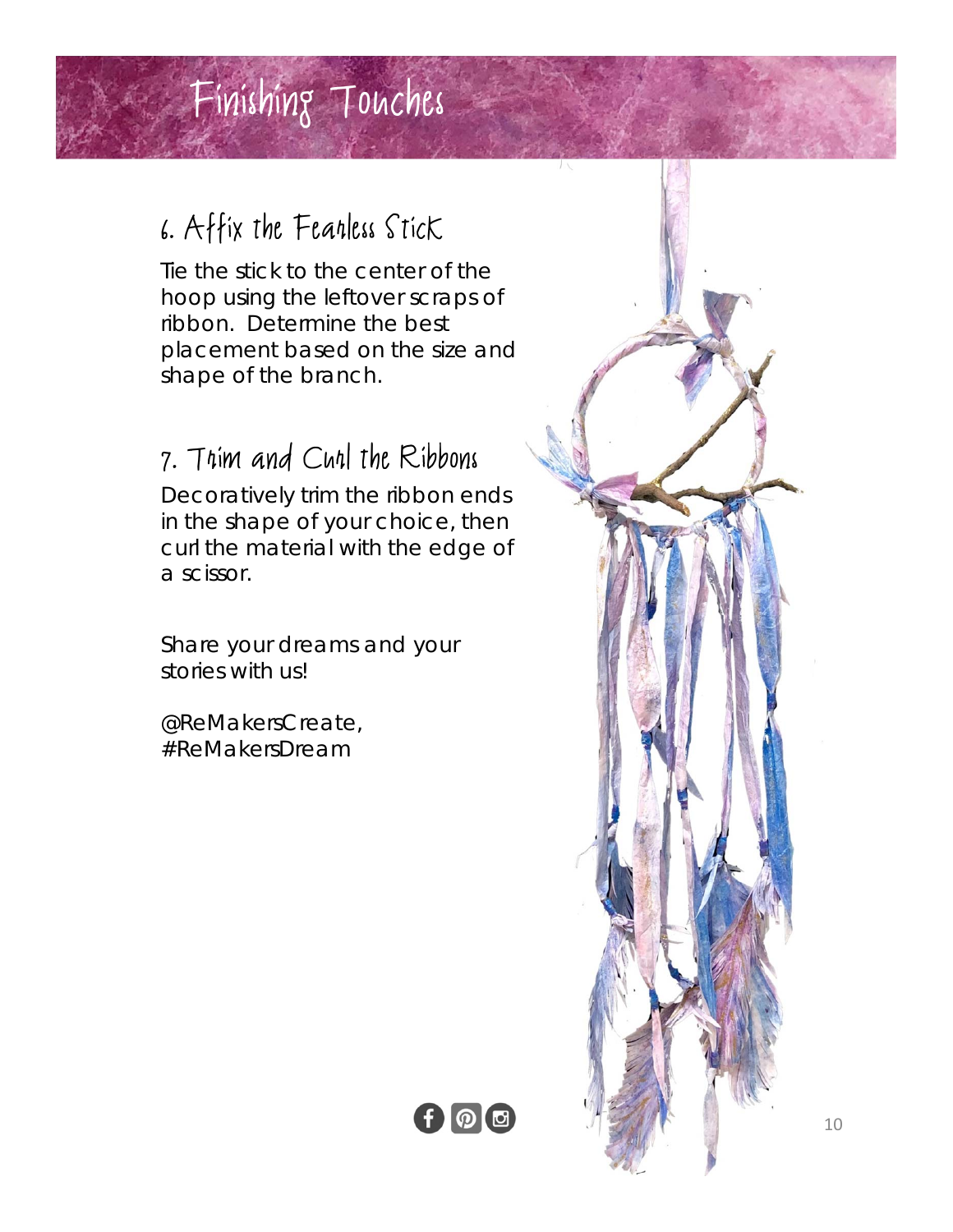# Finishing Touches

## 6. Affix the Fearless Stick

Tie the stick to the center of the hoop using the leftover scraps of ribbon. Determine the best placement based on the size and shape of the branch.

## 7. Trim and Curl the Ribbons

Decoratively trim the ribbon ends in the shape of your choice, then curl the material with the edge of a scissor.

Share your dreams and your stories with us!

@ReMakersCreate,
#ReMakersDream